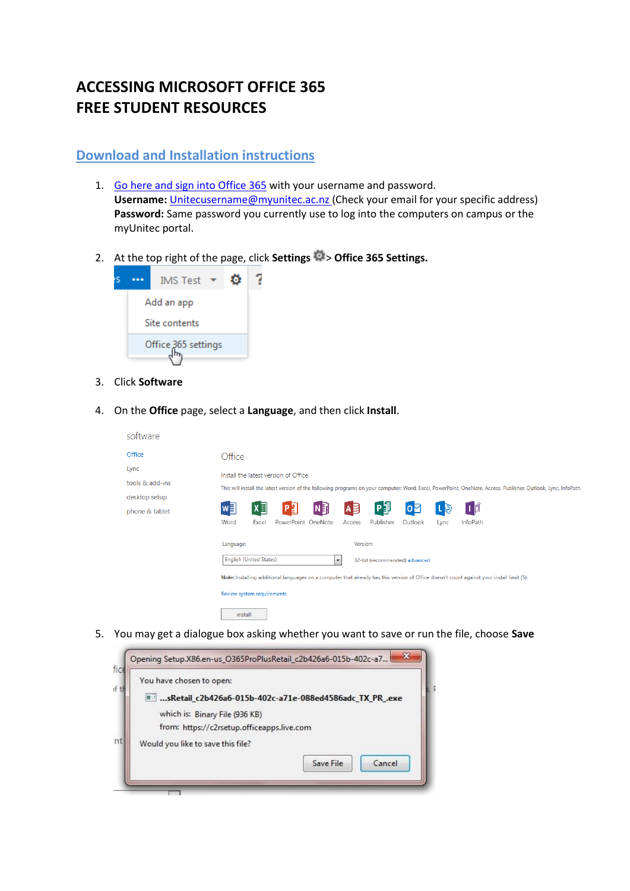# ACCESSING MICROSOFT OFFICE 365 FREE STUDENT RESOURCES

## Download and Installation instructions

1. Go here and sign into Office 365 with your username and password.
   **Username:** Unitecusername@myunitec.ac.nz (Check your email for your specific address)
   **Password:** Same password you currently use to log into the computers on campus or the myUnitec portal.

2. At the top right of the page, click **Settings** > **Office 365 Settings.**

3. Click **Software**

4. On the **Office** page, select a **Language**, and then click **Install**.

5. You may get a dialogue box asking whether you want to save or run the file, choose **Save**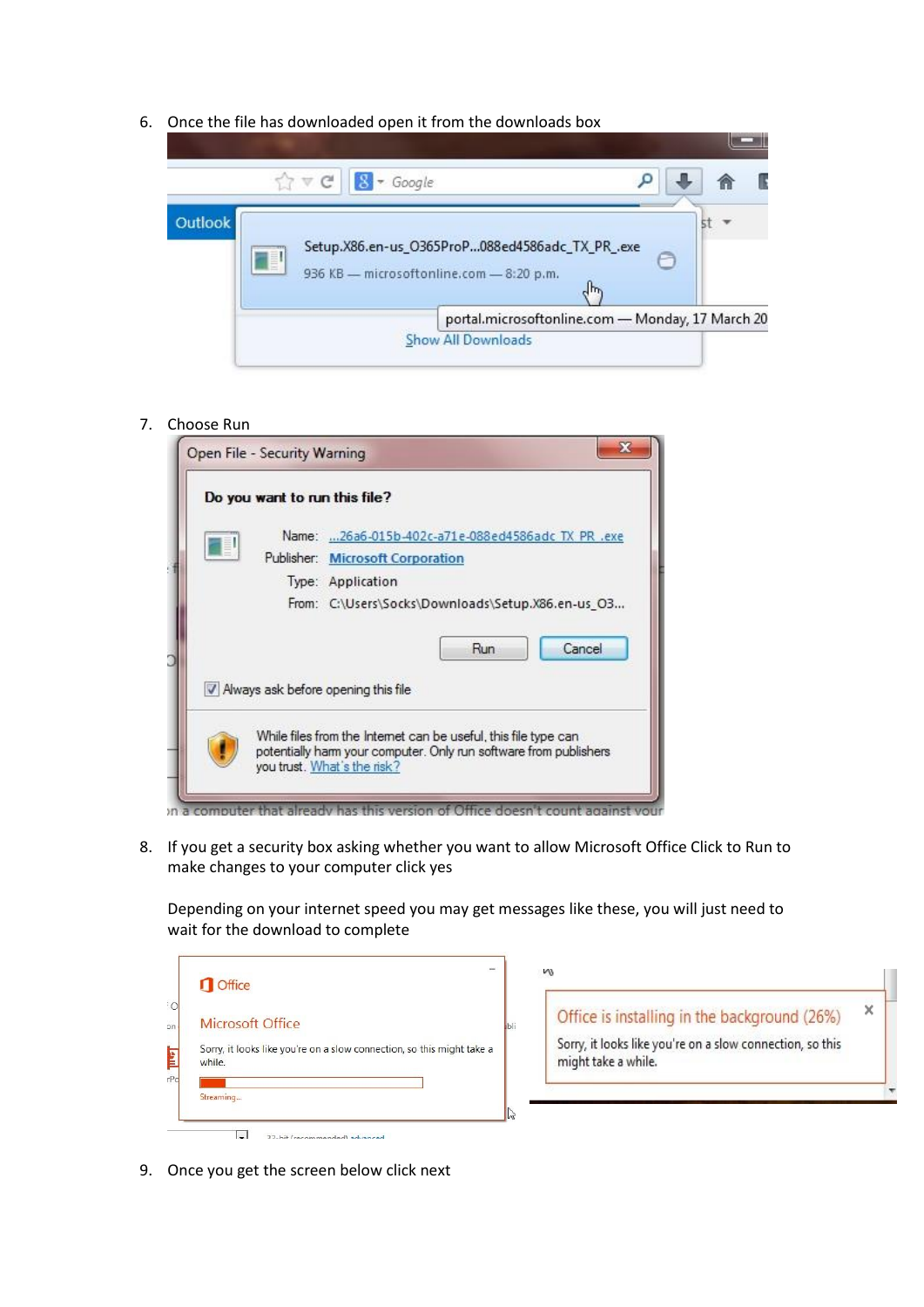6. Once the file has downloaded open it from the downloads box

7. Choose Run

8. If you get a security box asking whether you want to allow Microsoft Office Click to Run to make changes to your computer click yes

   Depending on your internet speed you may get messages like these, you will just need to wait for the download to complete

9. Once you get the screen below click next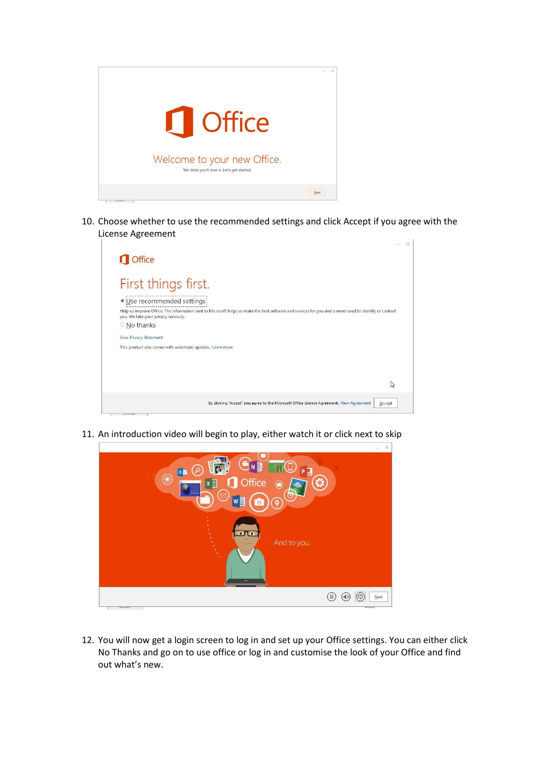10. Choose whether to use the recommended settings and click Accept if you agree with the License Agreement

11. An introduction video will begin to play, either watch it or click next to skip

12. You will now get a login screen to log in and set up your Office settings. You can either click No Thanks and go on to use office or log in and customise the look of your Office and find out what's new.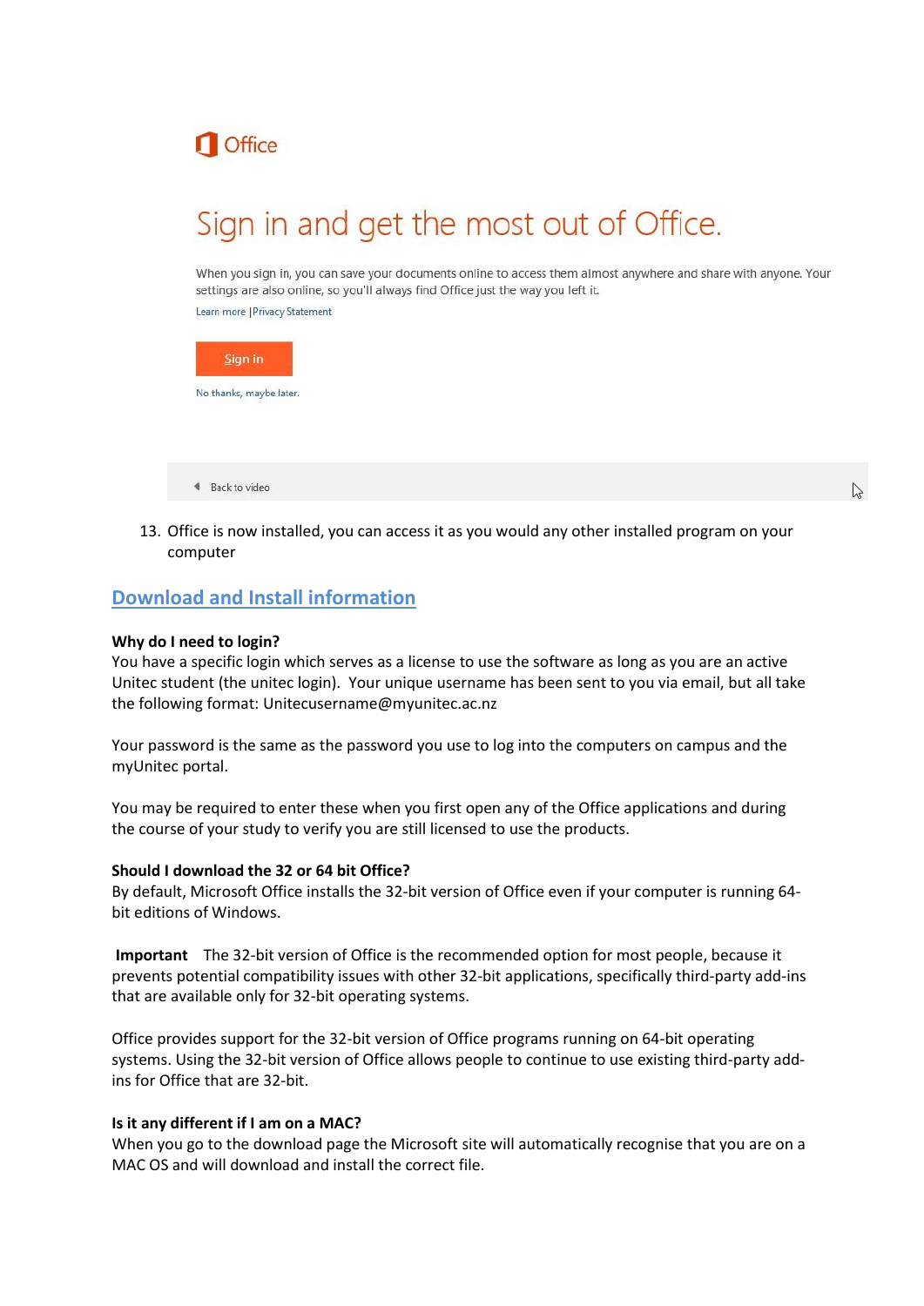Office

Sign in and get the most out of Office.

When you sign in, you can save your documents online to access them almost anywhere and share with anyone. Your settings are also online, so you'll always find Office just the way you left it.

Learn more | Privacy Statement

Sign in

No thanks, maybe later.

Back to video

13. Office is now installed, you can access it as you would any other installed program on your computer

## Download and Install information

**Why do I need to login?**

You have a specific login which serves as a license to use the software as long as you are an active Unitec student (the unitec login). Your unique username has been sent to you via email, but all take the following format: Unitecusername@myunitec.ac.nz

Your password is the same as the password you use to log into the computers on campus and the myUnitec portal.

You may be required to enter these when you first open any of the Office applications and during the course of your study to verify you are still licensed to use the products.

**Should I download the 32 or 64 bit Office?**

By default, Microsoft Office installs the 32-bit version of Office even if your computer is running 64-bit editions of Windows.

**Important** The 32-bit version of Office is the recommended option for most people, because it prevents potential compatibility issues with other 32-bit applications, specifically third-party add-ins that are available only for 32-bit operating systems.

Office provides support for the 32-bit version of Office programs running on 64-bit operating systems. Using the 32-bit version of Office allows people to continue to use existing third-party add-ins for Office that are 32-bit.

**Is it any different if I am on a MAC?**

When you go to the download page the Microsoft site will automatically recognise that you are on a MAC OS and will download and install the correct file.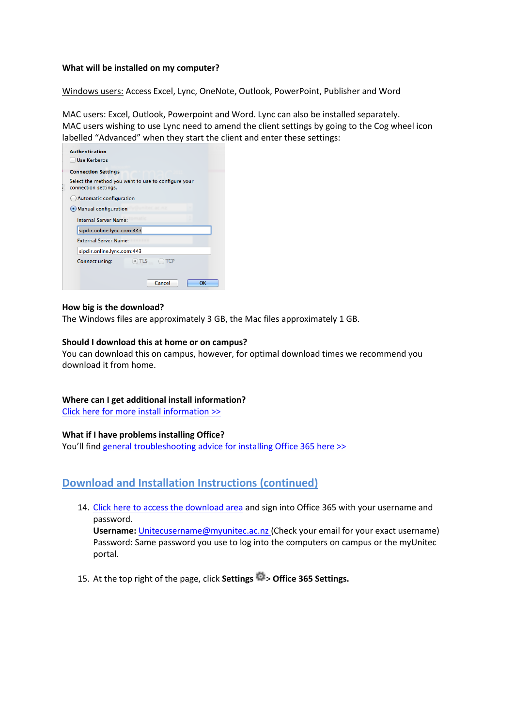**What will be installed on my computer?**

Windows users: Access Excel, Lync, OneNote, Outlook, PowerPoint, Publisher and Word

MAC users: Excel, Outlook, Powerpoint and Word. Lync can also be installed separately.
MAC users wishing to use Lync need to amend the client settings by going to the Cog wheel icon labelled "Advanced" when they start the client and enter these settings:

Authentication
Use Kerberos

Connection Settings
Select the method you want to use to configure your connection settings.

Automatic configuration
Manual configuration

Internal Server Name: sipdir.online.lync.com:443
External Server Name: sipdir.online.lync.com:443
Connect using: TLS TCP

Cancel OK

**How big is the download?**
The Windows files are approximately 3 GB, the Mac files approximately 1 GB.

**Should I download this at home or on campus?**
You can download this on campus, however, for optimal download times we recommend you download it from home.

**Where can I get additional install information?**
Click here for more install information >>

**What if I have problems installing Office?**
You'll find general troubleshooting advice for installing Office 365 here >>

## Download and Installation Instructions (continued)

14. Click here to access the download area and sign into Office 365 with your username and password.
    **Username:** Unitecusername@myunitec.ac.nz (Check your email for your exact username)
    Password: Same password you use to log into the computers on campus or the myUnitec portal.

15. At the top right of the page, click **Settings** > **Office 365 Settings.**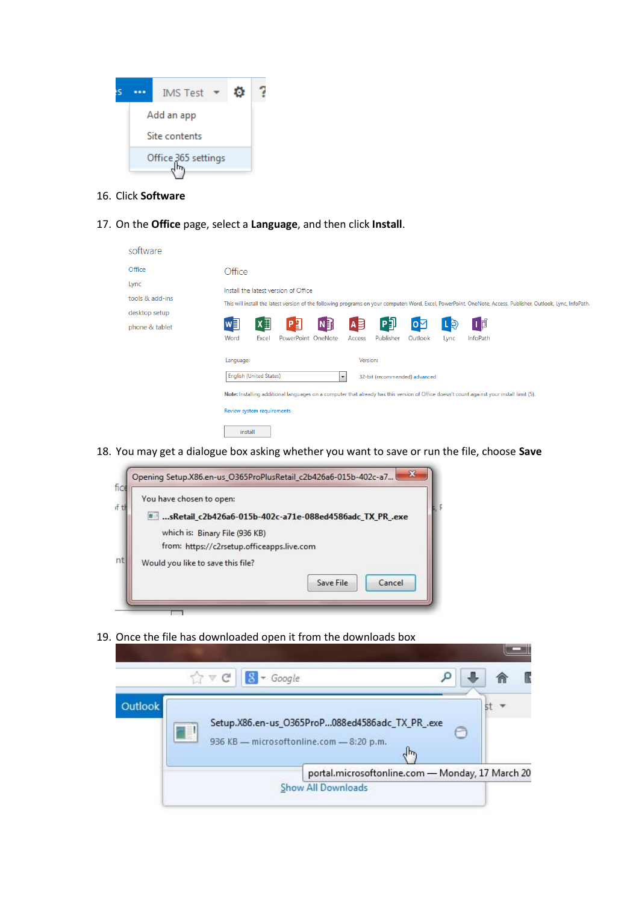16. Click **Software**

17. On the **Office** page, select a **Language**, and then click **Install**.

18. You may get a dialogue box asking whether you want to save or run the file, choose **Save**

19. Once the file has downloaded open it from the downloads box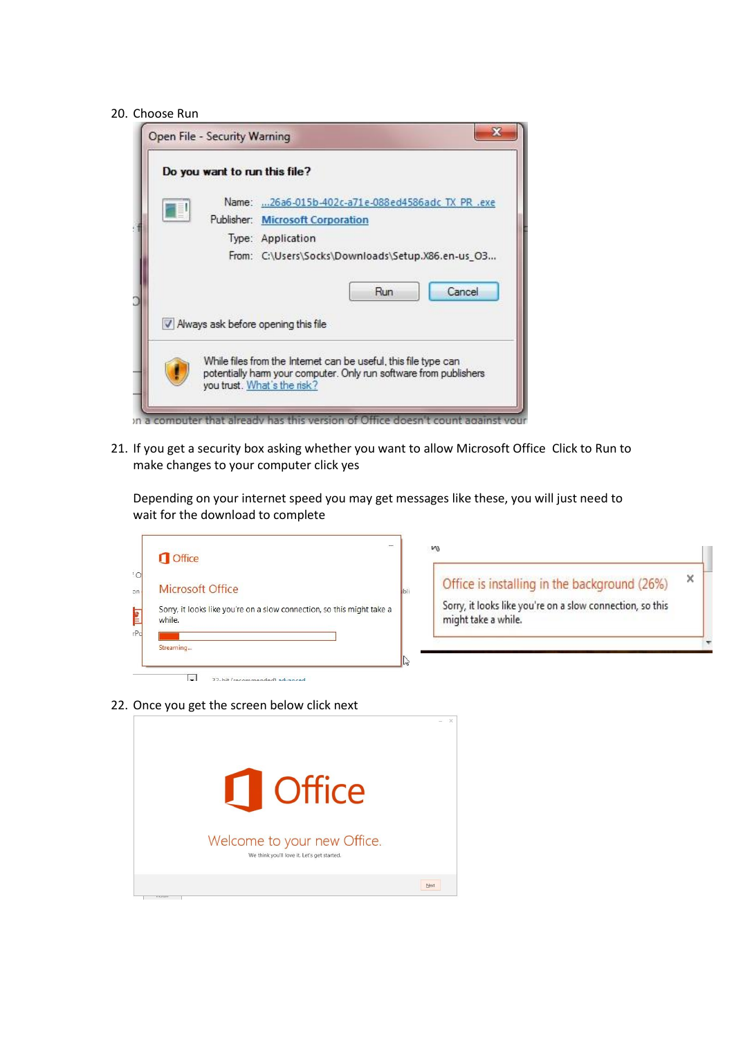20. Choose Run

21. If you get a security box asking whether you want to allow Microsoft Office Click to Run to make changes to your computer click yes

    Depending on your internet speed you may get messages like these, you will just need to wait for the download to complete

22. Once you get the screen below click next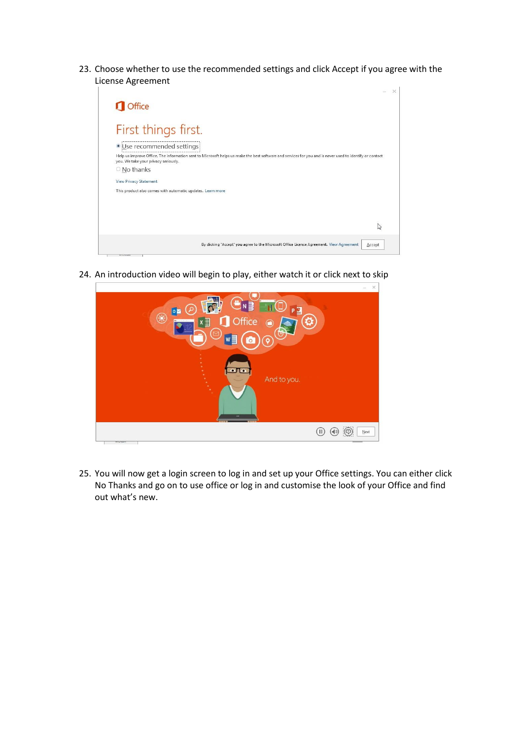23. Choose whether to use the recommended settings and click Accept if you agree with the License Agreement

24. An introduction video will begin to play, either watch it or click next to skip

25. You will now get a login screen to log in and set up your Office settings. You can either click No Thanks and go on to use office or log in and customise the look of your Office and find out what's new.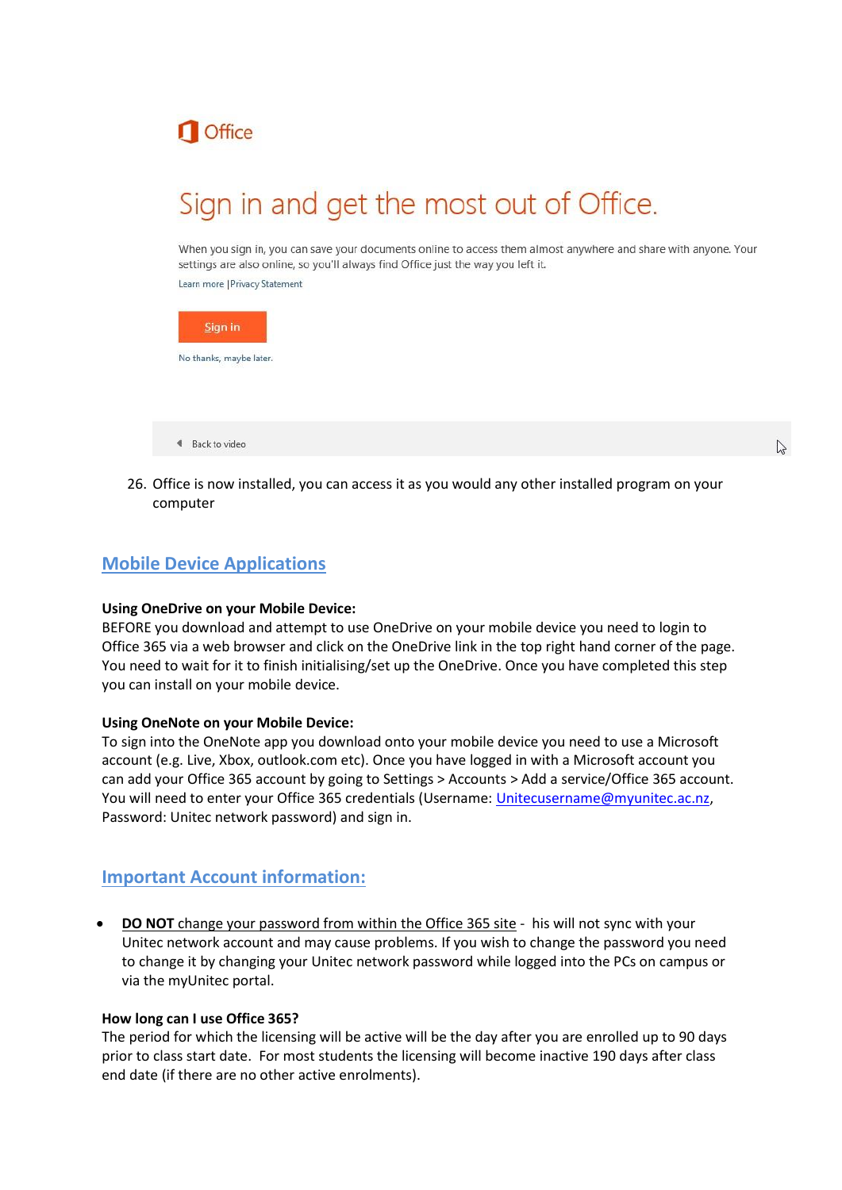Office

Sign in and get the most out of Office.

When you sign in, you can save your documents online to access them almost anywhere and share with anyone. Your settings are also online, so you'll always find Office just the way you left it.

Learn more | Privacy Statement

Sign in

No thanks, maybe later.

Back to video

26. Office is now installed, you can access it as you would any other installed program on your computer

## Mobile Device Applications

**Using OneDrive on your Mobile Device:**
BEFORE you download and attempt to use OneDrive on your mobile device you need to login to Office 365 via a web browser and click on the OneDrive link in the top right hand corner of the page. You need to wait for it to finish initialising/set up the OneDrive. Once you have completed this step you can install on your mobile device.

**Using OneNote on your Mobile Device:**
To sign into the OneNote app you download onto your mobile device you need to use a Microsoft account (e.g. Live, Xbox, outlook.com etc). Once you have logged in with a Microsoft account you can add your Office 365 account by going to Settings > Accounts > Add a service/Office 365 account. You will need to enter your Office 365 credentials (Username: Unitecusername@myunitec.ac.nz, Password: Unitec network password) and sign in.

## Important Account information:

- **DO NOT** change your password from within the Office 365 site - his will not sync with your Unitec network account and may cause problems. If you wish to change the password you need to change it by changing your Unitec network password while logged into the PCs on campus or via the myUnitec portal.

**How long can I use Office 365?**
The period for which the licensing will be active will be the day after you are enrolled up to 90 days prior to class start date. For most students the licensing will become inactive 190 days after class end date (if there are no other active enrolments).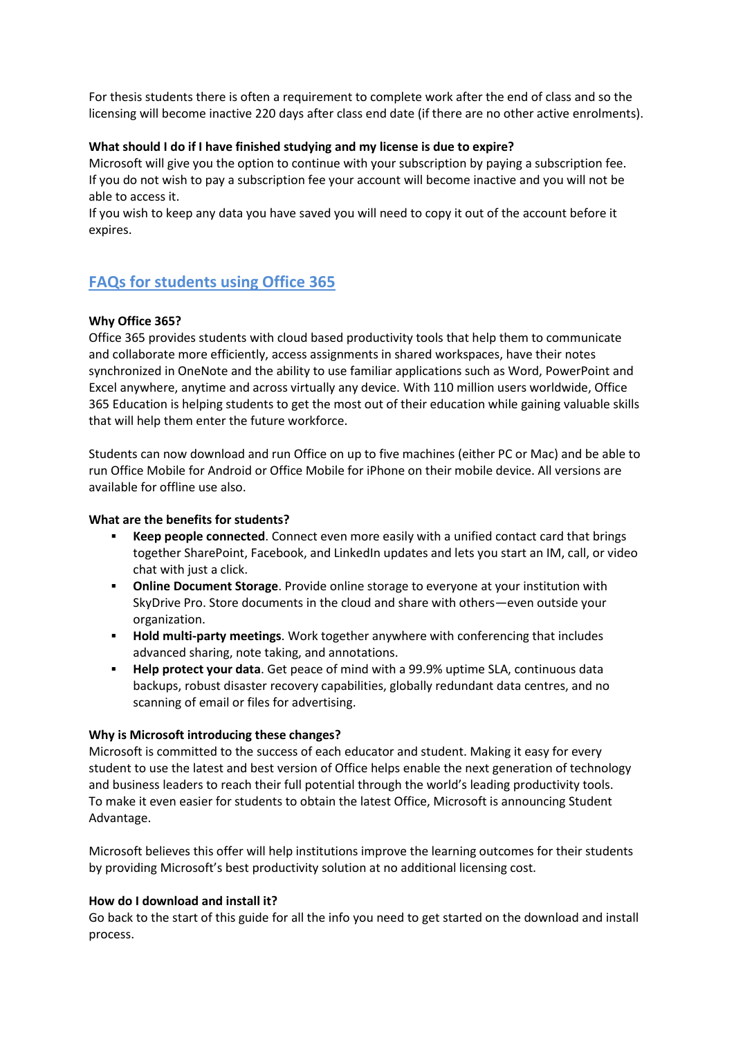For thesis students there is often a requirement to complete work after the end of class and so the licensing will become inactive 220 days after class end date (if there are no other active enrolments).

**What should I do if I have finished studying and my license is due to expire?**

Microsoft will give you the option to continue with your subscription by paying a subscription fee. If you do not wish to pay a subscription fee your account will become inactive and you will not be able to access it.

If you wish to keep any data you have saved you will need to copy it out of the account before it expires.

## FAQs for students using Office 365

**Why Office 365?**

Office 365 provides students with cloud based productivity tools that help them to communicate and collaborate more efficiently, access assignments in shared workspaces, have their notes synchronized in OneNote and the ability to use familiar applications such as Word, PowerPoint and Excel anywhere, anytime and across virtually any device. With 110 million users worldwide, Office 365 Education is helping students to get the most out of their education while gaining valuable skills that will help them enter the future workforce.

Students can now download and run Office on up to five machines (either PC or Mac) and be able to run Office Mobile for Android or Office Mobile for iPhone on their mobile device. All versions are available for offline use also.

**What are the benefits for students?**

- **Keep people connected**. Connect even more easily with a unified contact card that brings together SharePoint, Facebook, and LinkedIn updates and lets you start an IM, call, or video chat with just a click.
- **Online Document Storage**. Provide online storage to everyone at your institution with SkyDrive Pro. Store documents in the cloud and share with others—even outside your organization.
- **Hold multi-party meetings**. Work together anywhere with conferencing that includes advanced sharing, note taking, and annotations.
- **Help protect your data**. Get peace of mind with a 99.9% uptime SLA, continuous data backups, robust disaster recovery capabilities, globally redundant data centres, and no scanning of email or files for advertising.

**Why is Microsoft introducing these changes?**

Microsoft is committed to the success of each educator and student. Making it easy for every student to use the latest and best version of Office helps enable the next generation of technology and business leaders to reach their full potential through the world's leading productivity tools. To make it even easier for students to obtain the latest Office, Microsoft is announcing Student Advantage.

Microsoft believes this offer will help institutions improve the learning outcomes for their students by providing Microsoft's best productivity solution at no additional licensing cost.

**How do I download and install it?**

Go back to the start of this guide for all the info you need to get started on the download and install process.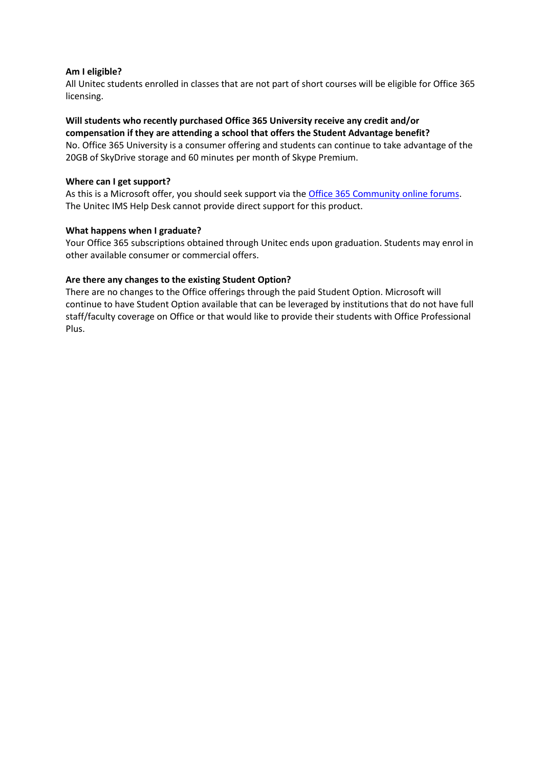**Am I eligible?**
All Unitec students enrolled in classes that are not part of short courses will be eligible for Office 365 licensing.

**Will students who recently purchased Office 365 University receive any credit and/or compensation if they are attending a school that offers the Student Advantage benefit?**
No. Office 365 University is a consumer offering and students can continue to take advantage of the 20GB of SkyDrive storage and 60 minutes per month of Skype Premium.

**Where can I get support?**
As this is a Microsoft offer, you should seek support via the Office 365 Community online forums. The Unitec IMS Help Desk cannot provide direct support for this product.

**What happens when I graduate?**
Your Office 365 subscriptions obtained through Unitec ends upon graduation. Students may enrol in other available consumer or commercial offers.

**Are there any changes to the existing Student Option?**
There are no changes to the Office offerings through the paid Student Option. Microsoft will continue to have Student Option available that can be leveraged by institutions that do not have full staff/faculty coverage on Office or that would like to provide their students with Office Professional Plus.